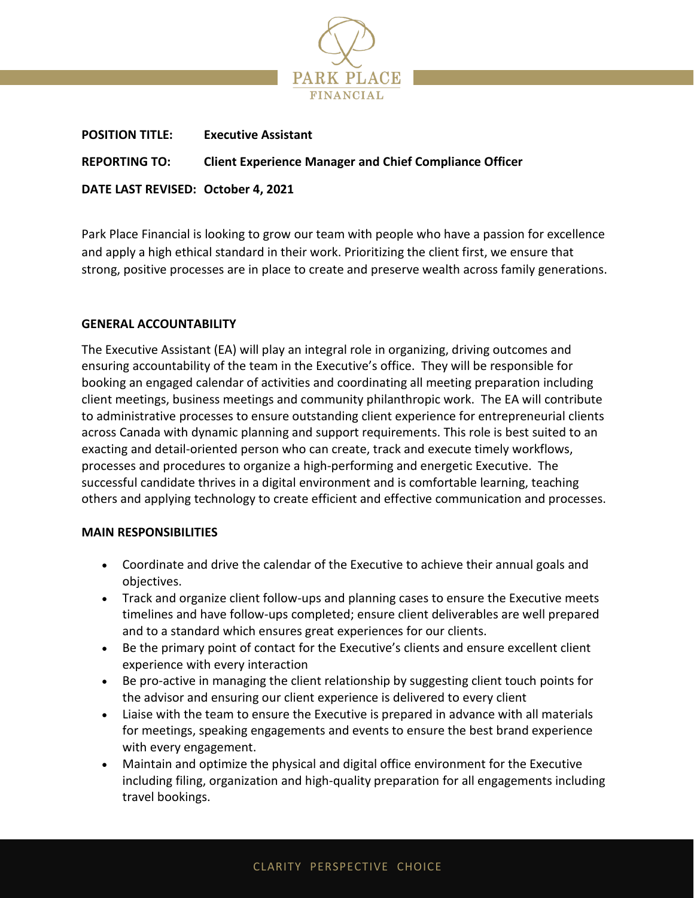**POSITION TITLE:** **Executive Assistant**

**REPORTING TO:** **Client Experience Manager and Chief Compliance Officer**

**DATE LAST REVISED:** **October 4, 2021**

Park Place Financial is looking to grow our team with people who have a passion for excellence and apply a high ethical standard in their work. Prioritizing the client first, we ensure that strong, positive processes are in place to create and preserve wealth across family generations.

**GENERAL ACCOUNTABILITY**

The Executive Assistant (EA) will play an integral role in organizing, driving outcomes and ensuring accountability of the team in the Executive's office. They will be responsible for booking an engaged calendar of activities and coordinating all meeting preparation including client meetings, business meetings and community philanthropic work. The EA will contribute to administrative processes to ensure outstanding client experience for entrepreneurial clients across Canada with dynamic planning and support requirements. This role is best suited to an exacting and detail-oriented person who can create, track and execute timely workflows, processes and procedures to organize a high-performing and energetic Executive. The successful candidate thrives in a digital environment and is comfortable learning, teaching others and applying technology to create efficient and effective communication and processes.

**MAIN RESPONSIBILITIES**

- Coordinate and drive the calendar of the Executive to achieve their annual goals and objectives.
- Track and organize client follow-ups and planning cases to ensure the Executive meets timelines and have follow-ups completed; ensure client deliverables are well prepared and to a standard which ensures great experiences for our clients.
- Be the primary point of contact for the Executive's clients and ensure excellent client experience with every interaction
- Be pro-active in managing the client relationship by suggesting client touch points for the advisor and ensuring our client experience is delivered to every client
- Liaise with the team to ensure the Executive is prepared in advance with all materials for meetings, speaking engagements and events to ensure the best brand experience with every engagement.
- Maintain and optimize the physical and digital office environment for the Executive including filing, organization and high-quality preparation for all engagements including travel bookings.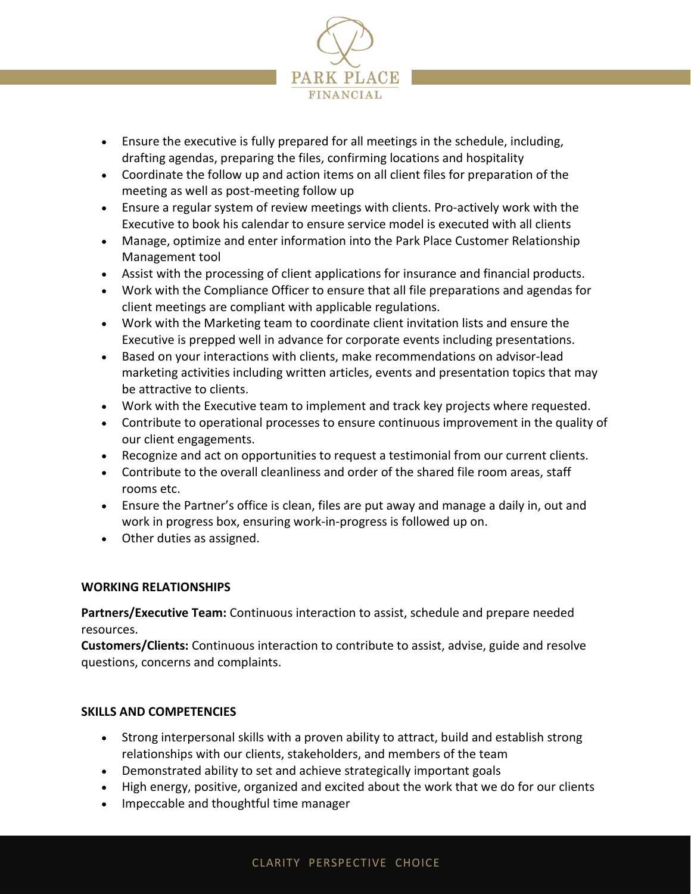- Ensure the executive is fully prepared for all meetings in the schedule, including, drafting agendas, preparing the files, confirming locations and hospitality
- Coordinate the follow up and action items on all client files for preparation of the meeting as well as post-meeting follow up
- Ensure a regular system of review meetings with clients. Pro-actively work with the Executive to book his calendar to ensure service model is executed with all clients
- Manage, optimize and enter information into the Park Place Customer Relationship Management tool
- Assist with the processing of client applications for insurance and financial products.
- Work with the Compliance Officer to ensure that all file preparations and agendas for client meetings are compliant with applicable regulations.
- Work with the Marketing team to coordinate client invitation lists and ensure the Executive is prepped well in advance for corporate events including presentations.
- Based on your interactions with clients, make recommendations on advisor-lead marketing activities including written articles, events and presentation topics that may be attractive to clients.
- Work with the Executive team to implement and track key projects where requested.
- Contribute to operational processes to ensure continuous improvement in the quality of our client engagements.
- Recognize and act on opportunities to request a testimonial from our current clients.
- Contribute to the overall cleanliness and order of the shared file room areas, staff rooms etc.
- Ensure the Partner's office is clean, files are put away and manage a daily in, out and work in progress box, ensuring work-in-progress is followed up on.
- Other duties as assigned.

**WORKING RELATIONSHIPS**

**Partners/Executive Team:** Continuous interaction to assist, schedule and prepare needed resources.
**Customers/Clients:** Continuous interaction to contribute to assist, advise, guide and resolve questions, concerns and complaints.

**SKILLS AND COMPETENCIES**

- Strong interpersonal skills with a proven ability to attract, build and establish strong relationships with our clients, stakeholders, and members of the team
- Demonstrated ability to set and achieve strategically important goals
- High energy, positive, organized and excited about the work that we do for our clients
- Impeccable and thoughtful time manager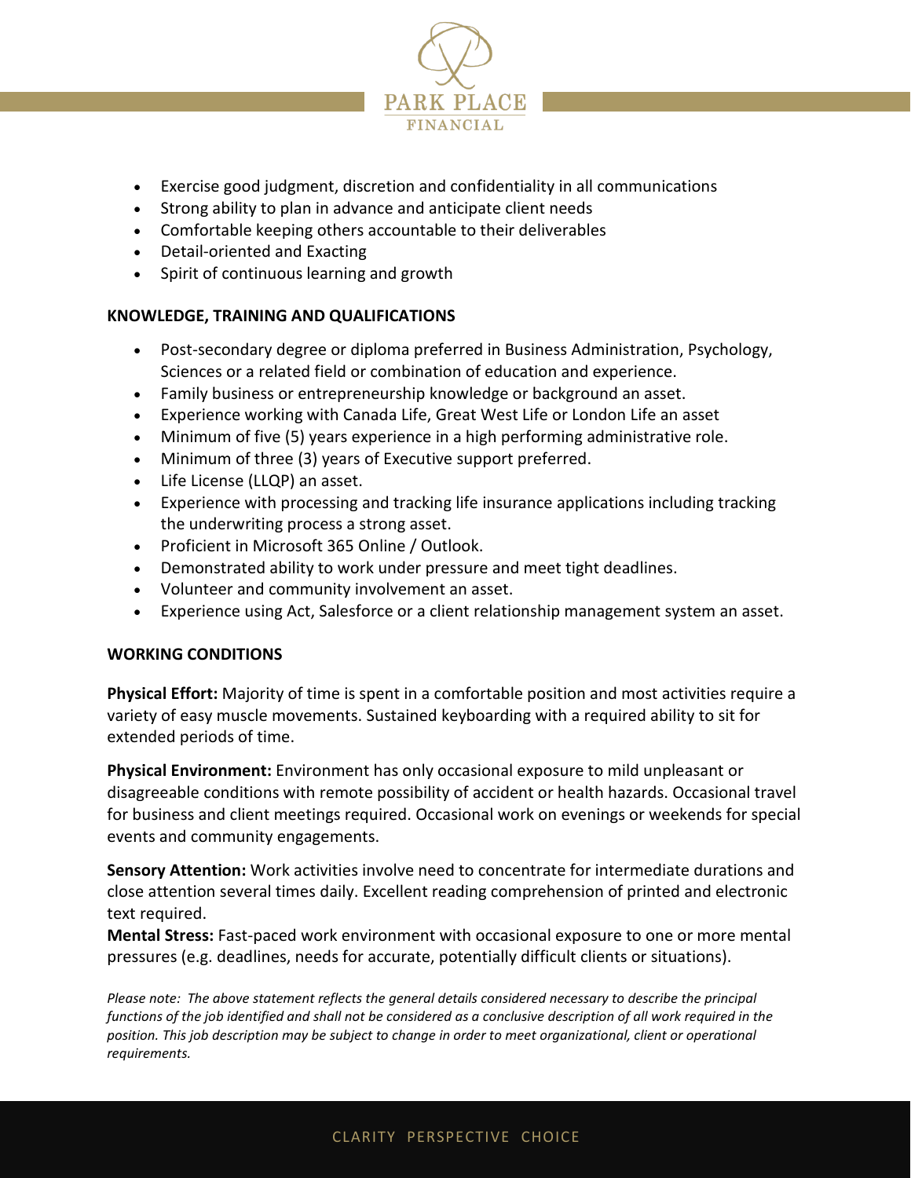- Exercise good judgment, discretion and confidentiality in all communications
- Strong ability to plan in advance and anticipate client needs
- Comfortable keeping others accountable to their deliverables
- Detail-oriented and Exacting
- Spirit of continuous learning and growth

**KNOWLEDGE, TRAINING AND QUALIFICATIONS**

- Post-secondary degree or diploma preferred in Business Administration, Psychology, Sciences or a related field or combination of education and experience.
- Family business or entrepreneurship knowledge or background an asset.
- Experience working with Canada Life, Great West Life or London Life an asset
- Minimum of five (5) years experience in a high performing administrative role.
- Minimum of three (3) years of Executive support preferred.
- Life License (LLQP) an asset.
- Experience with processing and tracking life insurance applications including tracking the underwriting process a strong asset.
- Proficient in Microsoft 365 Online / Outlook.
- Demonstrated ability to work under pressure and meet tight deadlines.
- Volunteer and community involvement an asset.
- Experience using Act, Salesforce or a client relationship management system an asset.

**WORKING CONDITIONS**

**Physical Effort:** Majority of time is spent in a comfortable position and most activities require a variety of easy muscle movements. Sustained keyboarding with a required ability to sit for extended periods of time.

**Physical Environment:** Environment has only occasional exposure to mild unpleasant or disagreeable conditions with remote possibility of accident or health hazards. Occasional travel for business and client meetings required. Occasional work on evenings or weekends for special events and community engagements.

**Sensory Attention:** Work activities involve need to concentrate for intermediate durations and close attention several times daily. Excellent reading comprehension of printed and electronic text required.

**Mental Stress:** Fast-paced work environment with occasional exposure to one or more mental pressures (e.g. deadlines, needs for accurate, potentially difficult clients or situations).

*Please note: The above statement reflects the general details considered necessary to describe the principal functions of the job identified and shall not be considered as a conclusive description of all work required in the position. This job description may be subject to change in order to meet organizational, client or operational requirements.*